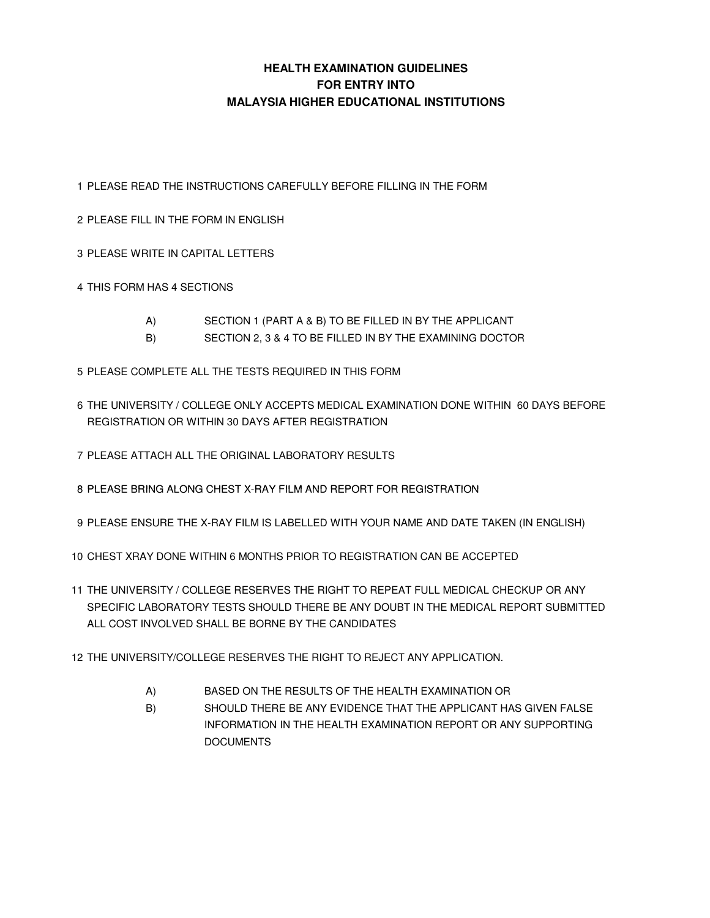# HEALTH EXAMINATION GUIDELINES FOR ENTRY INTO MALAYSIA HIGHER EDUCATIONAL INSTITUTIONS

1. PLEASE READ THE INSTRUCTIONS CAREFULLY BEFORE FILLING IN THE FORM
2. PLEASE FILL IN THE FORM IN ENGLISH
3. PLEASE WRITE IN CAPITAL LETTERS
4. THIS FORM HAS 4 SECTIONS
   - A) SECTION 1 (PART A & B) TO BE FILLED IN BY THE APPLICANT
   - B) SECTION 2, 3 & 4 TO BE FILLED IN BY THE EXAMINING DOCTOR
5. PLEASE COMPLETE ALL THE TESTS REQUIRED IN THIS FORM
6. THE UNIVERSITY / COLLEGE ONLY ACCEPTS MEDICAL EXAMINATION DONE WITHIN 60 DAYS BEFORE REGISTRATION OR WITHIN 30 DAYS AFTER REGISTRATION
7. PLEASE ATTACH ALL THE ORIGINAL LABORATORY RESULTS
8. PLEASE BRING ALONG CHEST X-RAY FILM AND REPORT FOR REGISTRATION
9. PLEASE ENSURE THE X-RAY FILM IS LABELLED WITH YOUR NAME AND DATE TAKEN (IN ENGLISH)
10. CHEST XRAY DONE WITHIN 6 MONTHS PRIOR TO REGISTRATION CAN BE ACCEPTED
11. THE UNIVERSITY / COLLEGE RESERVES THE RIGHT TO REPEAT FULL MEDICAL CHECKUP OR ANY SPECIFIC LABORATORY TESTS SHOULD THERE BE ANY DOUBT IN THE MEDICAL REPORT SUBMITTED ALL COST INVOLVED SHALL BE BORNE BY THE CANDIDATES
12. THE UNIVERSITY/COLLEGE RESERVES THE RIGHT TO REJECT ANY APPLICATION.
    - A) BASED ON THE RESULTS OF THE HEALTH EXAMINATION OR
    - B) SHOULD THERE BE ANY EVIDENCE THAT THE APPLICANT HAS GIVEN FALSE INFORMATION IN THE HEALTH EXAMINATION REPORT OR ANY SUPPORTING DOCUMENTS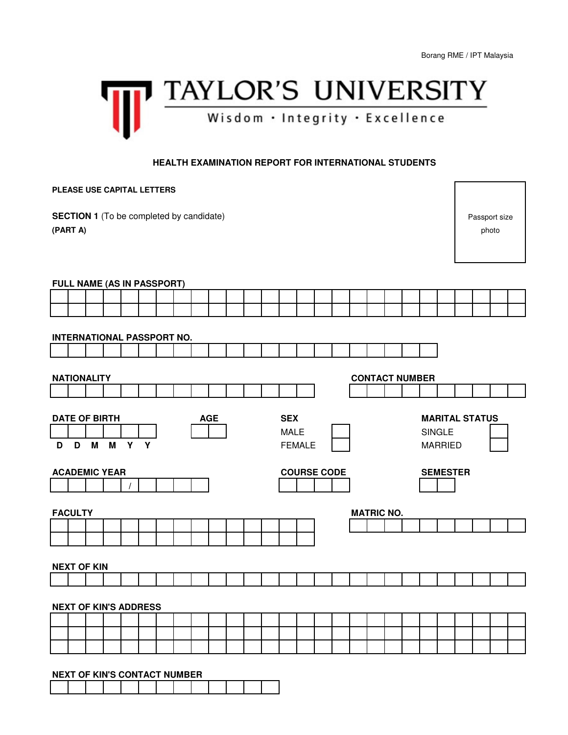Borang RME / IPT Malaysia

# TAYLOR'S UNIVERSITY

Wisdom · Integrity · Excellence

## HEALTH EXAMINATION REPORT FOR INTERNATIONAL STUDENTS

**PLEASE USE CAPITAL LETTERS**

Passport size photo

**SECTION 1** (To be completed by candidate)

**(PART A)**

**FULL NAME (AS IN PASSPORT)**

**INTERNATIONAL PASSPORT NO.**

**NATIONALITY**

**CONTACT NUMBER**

**DATE OF BIRTH**

D D M M Y Y

**AGE**

**SEX**

MALE ☐

FEMALE ☐

**MARITAL STATUS**

SINGLE ☐

MARRIED ☐

**ACADEMIC YEAR**

/

**COURSE CODE**

**SEMESTER**

**FACULTY**

**MATRIC NO.**

**NEXT OF KIN**

**NEXT OF KIN'S ADDRESS**

**NEXT OF KIN'S CONTACT NUMBER**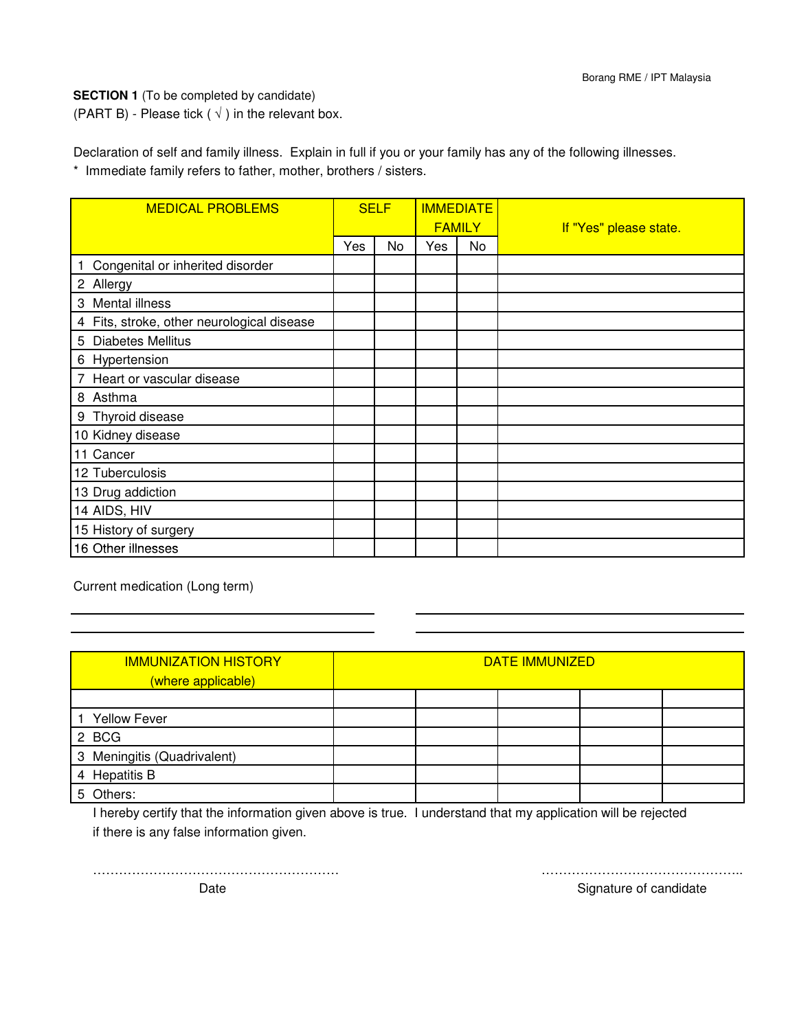Borang RME / IPT Malaysia

**SECTION 1** (To be completed by candidate)
(PART B) - Please tick ( √ ) in the relevant box.

Declaration of self and family illness. Explain in full if you or your family has any of the following illnesses.
* Immediate family refers to father, mother, brothers / sisters.

| MEDICAL PROBLEMS | SELF | | IMMEDIATE FAMILY | | If "Yes" please state. |
|---|---|---|---|---|---|
| | Yes | No | Yes | No | |
| 1 Congenital or inherited disorder | | | | | |
| 2 Allergy | | | | | |
| 3 Mental illness | | | | | |
| 4 Fits, stroke, other neurological disease | | | | | |
| 5 Diabetes Mellitus | | | | | |
| 6 Hypertension | | | | | |
| 7 Heart or vascular disease | | | | | |
| 8 Asthma | | | | | |
| 9 Thyroid disease | | | | | |
| 10 Kidney disease | | | | | |
| 11 Cancer | | | | | |
| 12 Tuberculosis | | | | | |
| 13 Drug addiction | | | | | |
| 14 AIDS, HIV | | | | | |
| 15 History of surgery | | | | | |
| 16 Other illnesses | | | | | |

Current medication (Long term)

________________________________________ ________________________________________

________________________________________ ________________________________________

| IMMUNIZATION HISTORY (where applicable) | DATE IMMUNIZED | | | | |
|---|---|---|---|---|---|
| | | | | | |
| 1 Yellow Fever | | | | | |
| 2 BCG | | | | | |
| 3 Meningitis (Quadrivalent) | | | | | |
| 4 Hepatitis B | | | | | |
| 5 Others: | | | | | |

I hereby certify that the information given above is true. I understand that my application will be rejected if there is any false information given.

………………………………………………… ………………………………………..

Date Signature of candidate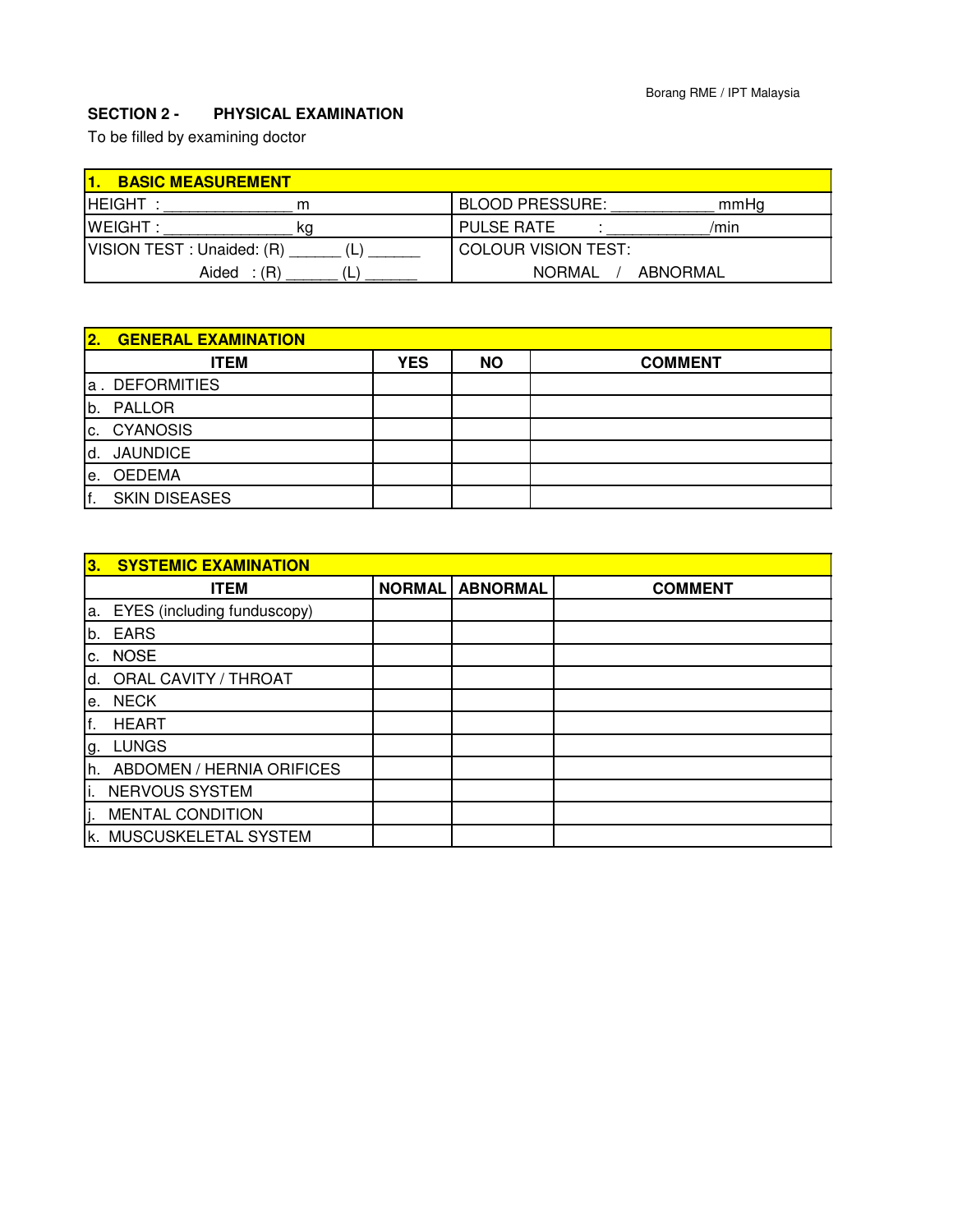## SECTION 2 - PHYSICAL EXAMINATION

To be filled by examining doctor

| 1. BASIC MEASUREMENT | |
|---|---|
| HEIGHT : _______________ m | BLOOD PRESSURE: ____________ mmHg |
| WEIGHT : _______________ kg | PULSE RATE : ____________/min |
| VISION TEST : Unaided: (R) ______ (L) ______ | COLOUR VISION TEST: |
| Aided : (R) ______ (L) ______ | NORMAL / ABNORMAL |

**2. GENERAL EXAMINATION**

| ITEM | YES | NO | COMMENT |
|---|---|---|---|
| a . DEFORMITIES | | | |
| b. PALLOR | | | |
| c. CYANOSIS | | | |
| d. JAUNDICE | | | |
| e. OEDEMA | | | |
| f. SKIN DISEASES | | | |

**3. SYSTEMIC EXAMINATION**

| ITEM | NORMAL | ABNORMAL | COMMENT |
|---|---|---|---|
| a. EYES (including funduscopy) | | | |
| b. EARS | | | |
| c. NOSE | | | |
| d. ORAL CAVITY / THROAT | | | |
| e. NECK | | | |
| f. HEART | | | |
| g. LUNGS | | | |
| h. ABDOMEN / HERNIA ORIFICES | | | |
| i. NERVOUS SYSTEM | | | |
| j. MENTAL CONDITION | | | |
| k. MUSCUSKELETAL SYSTEM | | | |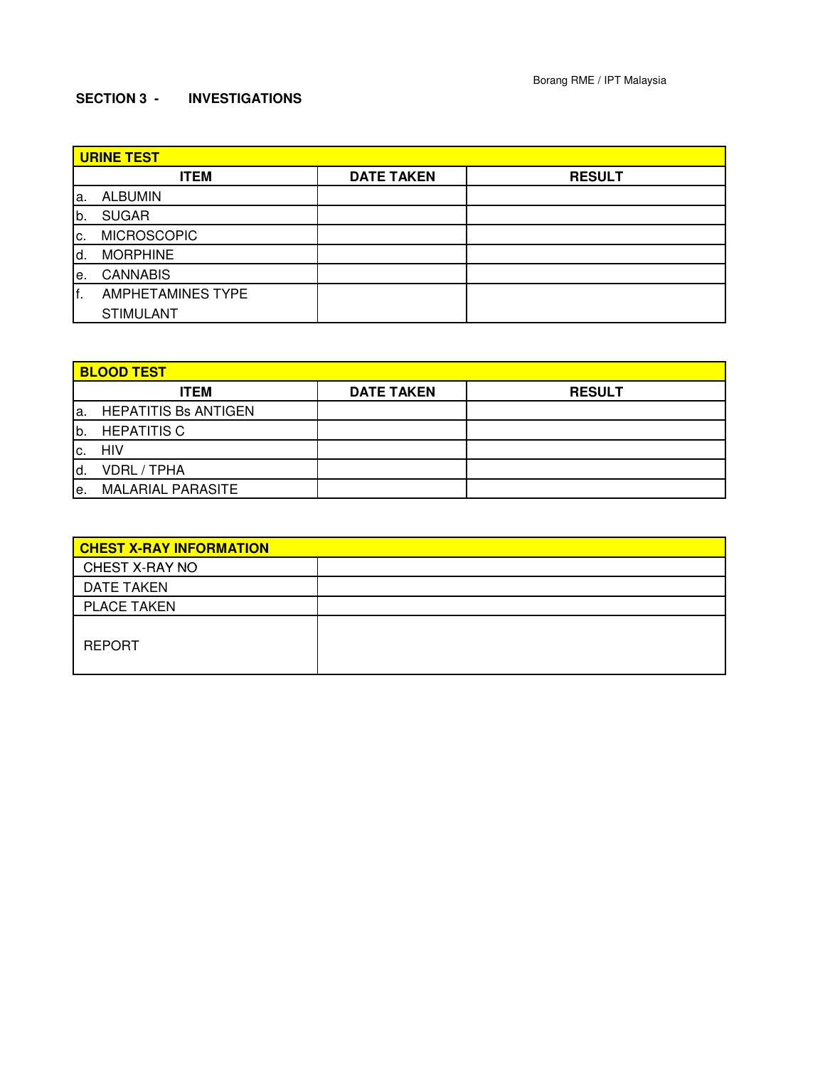## SECTION 3 - INVESTIGATIONS

| URINE TEST | | |
|---|---|---|
| **ITEM** | **DATE TAKEN** | **RESULT** |
| a. ALBUMIN | | |
| b. SUGAR | | |
| c. MICROSCOPIC | | |
| d. MORPHINE | | |
| e. CANNABIS | | |
| f. AMPHETAMINES TYPE STIMULANT | | |

| BLOOD TEST | | |
|---|---|---|
| **ITEM** | **DATE TAKEN** | **RESULT** |
| a. HEPATITIS Bs ANTIGEN | | |
| b. HEPATITIS C | | |
| c. HIV | | |
| d. VDRL / TPHA | | |
| e. MALARIAL PARASITE | | |

| CHEST X-RAY INFORMATION | |
|---|---|
| CHEST X-RAY NO | |
| DATE TAKEN | |
| PLACE TAKEN | |
| REPORT | |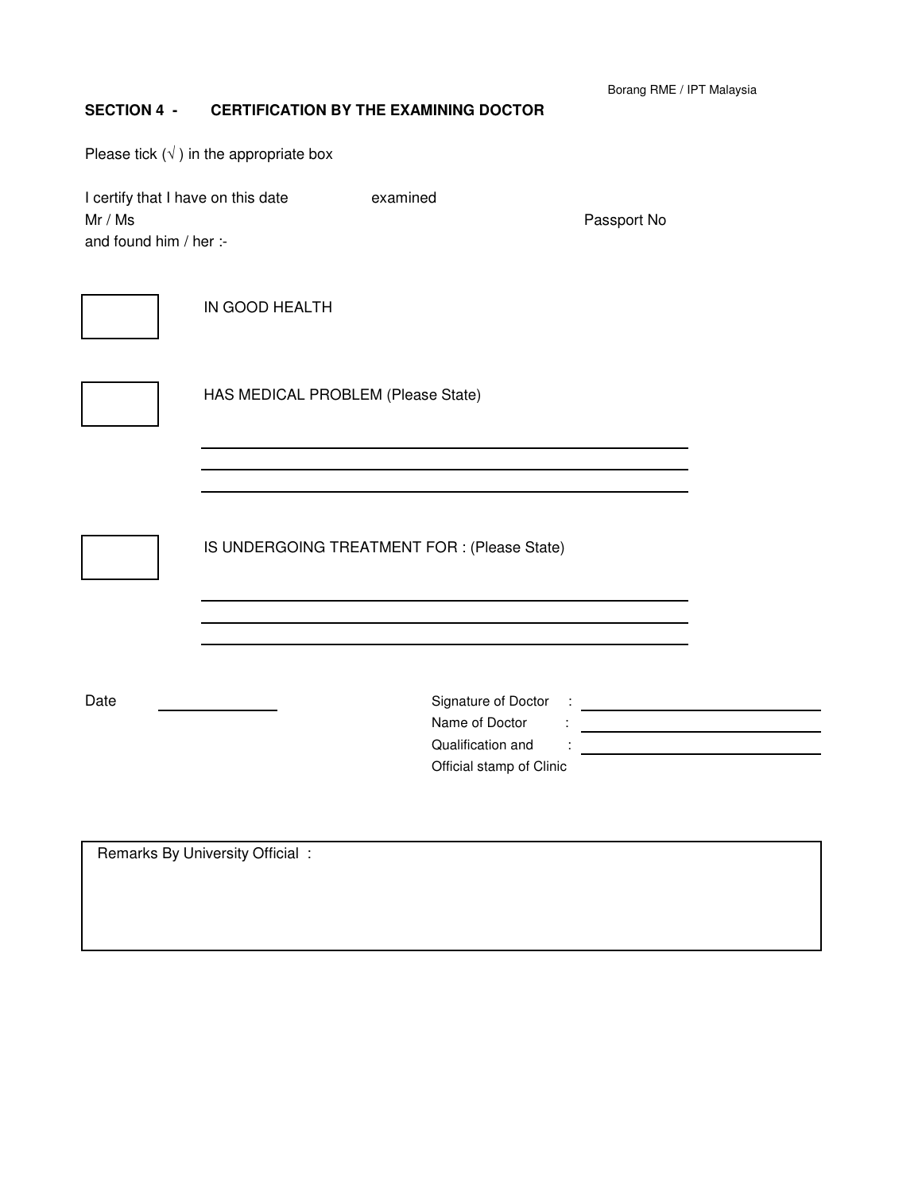Borang RME / IPT Malaysia

**SECTION 4 - CERTIFICATION BY THE EXAMINING DOCTOR**

Please tick (√ ) in the appropriate box

I certify that I have on this date examined
Mr / Ms Passport No
and found him / her :-

☐ IN GOOD HEALTH

☐ HAS MEDICAL PROBLEM (Please State)

\_\_\_\_\_\_\_\_\_\_\_\_\_\_\_\_\_\_\_\_\_\_\_\_\_\_\_\_\_\_\_\_\_\_\_\_\_\_\_\_\_\_\_\_

\_\_\_\_\_\_\_\_\_\_\_\_\_\_\_\_\_\_\_\_\_\_\_\_\_\_\_\_\_\_\_\_\_\_\_\_\_\_\_\_\_\_\_\_

\_\_\_\_\_\_\_\_\_\_\_\_\_\_\_\_\_\_\_\_\_\_\_\_\_\_\_\_\_\_\_\_\_\_\_\_\_\_\_\_\_\_\_\_

☐ IS UNDERGOING TREATMENT FOR : (Please State)

\_\_\_\_\_\_\_\_\_\_\_\_\_\_\_\_\_\_\_\_\_\_\_\_\_\_\_\_\_\_\_\_\_\_\_\_\_\_\_\_\_\_\_\_

\_\_\_\_\_\_\_\_\_\_\_\_\_\_\_\_\_\_\_\_\_\_\_\_\_\_\_\_\_\_\_\_\_\_\_\_\_\_\_\_\_\_\_\_

\_\_\_\_\_\_\_\_\_\_\_\_\_\_\_\_\_\_\_\_\_\_\_\_\_\_\_\_\_\_\_\_\_\_\_\_\_\_\_\_\_\_\_\_

Date \_\_\_\_\_\_\_\_\_\_\_\_\_\_\_

Signature of Doctor : \_\_\_\_\_\_\_\_\_\_\_\_\_\_\_\_\_\_\_\_\_\_\_\_

Name of Doctor : \_\_\_\_\_\_\_\_\_\_\_\_\_\_\_\_\_\_\_\_\_\_\_\_

Qualification and : \_\_\_\_\_\_\_\_\_\_\_\_\_\_\_\_\_\_\_\_\_\_\_\_
Official stamp of Clinic

| Remarks By University Official : |
|---|
| |